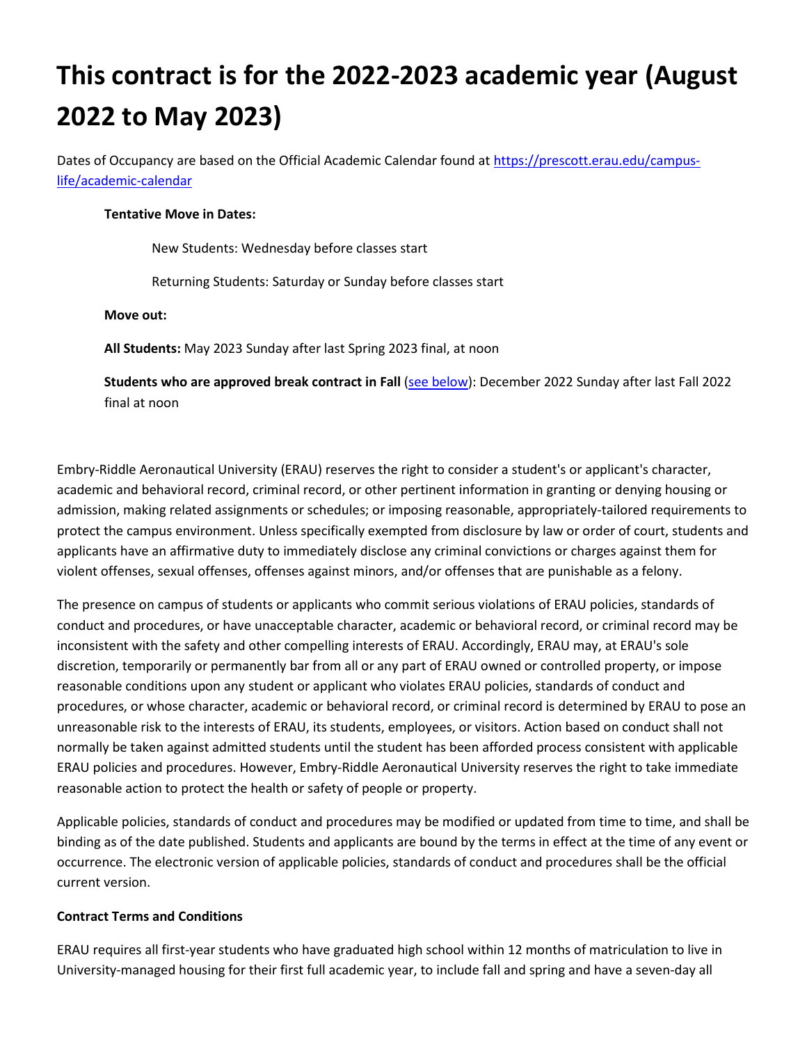# This contract is for the 2022-2023 academic year (August 2022 to May 2023)

Dates of Occupancy are based on the Official Academic Calendar found at [https://prescott.erau.edu/campus-life/academic-calendar](https://prescott.erau.edu/campus-life/academic-calendar)

**Tentative Move in Dates:**

New Students: Wednesday before classes start

Returning Students: Saturday or Sunday before classes start

**Move out:**

**All Students:** May 2023 Sunday after last Spring 2023 final, at noon

**Students who are approved break contract in Fall** (see below): December 2022 Sunday after last Fall 2022 final at noon

Embry-Riddle Aeronautical University (ERAU) reserves the right to consider a student's or applicant's character, academic and behavioral record, criminal record, or other pertinent information in granting or denying housing or admission, making related assignments or schedules; or imposing reasonable, appropriately-tailored requirements to protect the campus environment. Unless specifically exempted from disclosure by law or order of court, students and applicants have an affirmative duty to immediately disclose any criminal convictions or charges against them for violent offenses, sexual offenses, offenses against minors, and/or offenses that are punishable as a felony.

The presence on campus of students or applicants who commit serious violations of ERAU policies, standards of conduct and procedures, or have unacceptable character, academic or behavioral record, or criminal record may be inconsistent with the safety and other compelling interests of ERAU. Accordingly, ERAU may, at ERAU's sole discretion, temporarily or permanently bar from all or any part of ERAU owned or controlled property, or impose reasonable conditions upon any student or applicant who violates ERAU policies, standards of conduct and procedures, or whose character, academic or behavioral record, or criminal record is determined by ERAU to pose an unreasonable risk to the interests of ERAU, its students, employees, or visitors. Action based on conduct shall not normally be taken against admitted students until the student has been afforded process consistent with applicable ERAU policies and procedures. However, Embry-Riddle Aeronautical University reserves the right to take immediate reasonable action to protect the health or safety of people or property.

Applicable policies, standards of conduct and procedures may be modified or updated from time to time, and shall be binding as of the date published. Students and applicants are bound by the terms in effect at the time of any event or occurrence. The electronic version of applicable policies, standards of conduct and procedures shall be the official current version.

**Contract Terms and Conditions**

ERAU requires all first-year students who have graduated high school within 12 months of matriculation to live in University-managed housing for their first full academic year, to include fall and spring and have a seven-day all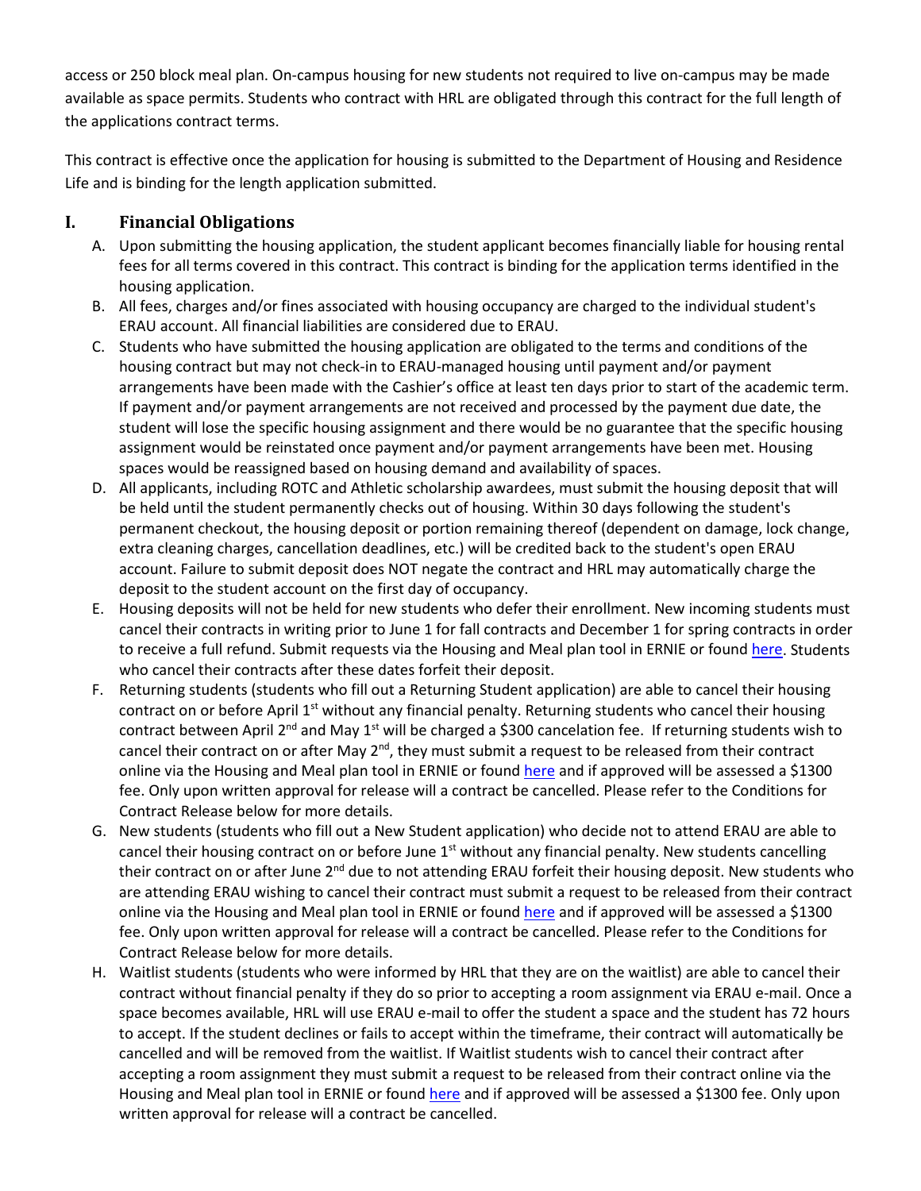access or 250 block meal plan. On-campus housing for new students not required to live on-campus may be made available as space permits. Students who contract with HRL are obligated through this contract for the full length of the applications contract terms.

This contract is effective once the application for housing is submitted to the Department of Housing and Residence Life and is binding for the length application submitted.

## I. Financial Obligations

A. Upon submitting the housing application, the student applicant becomes financially liable for housing rental fees for all terms covered in this contract. This contract is binding for the application terms identified in the housing application.

B. All fees, charges and/or fines associated with housing occupancy are charged to the individual student's ERAU account. All financial liabilities are considered due to ERAU.

C. Students who have submitted the housing application are obligated to the terms and conditions of the housing contract but may not check-in to ERAU-managed housing until payment and/or payment arrangements have been made with the Cashier's office at least ten days prior to start of the academic term. If payment and/or payment arrangements are not received and processed by the payment due date, the student will lose the specific housing assignment and there would be no guarantee that the specific housing assignment would be reinstated once payment and/or payment arrangements have been met. Housing spaces would be reassigned based on housing demand and availability of spaces.

D. All applicants, including ROTC and Athletic scholarship awardees, must submit the housing deposit that will be held until the student permanently checks out of housing. Within 30 days following the student's permanent checkout, the housing deposit or portion remaining thereof (dependent on damage, lock change, extra cleaning charges, cancellation deadlines, etc.) will be credited back to the student's open ERAU account. Failure to submit deposit does NOT negate the contract and HRL may automatically charge the deposit to the student account on the first day of occupancy.

E. Housing deposits will not be held for new students who defer their enrollment. New incoming students must cancel their contracts in writing prior to June 1 for fall contracts and December 1 for spring contracts in order to receive a full refund. Submit requests via the Housing and Meal plan tool in ERNIE or found here. Students who cancel their contracts after these dates forfeit their deposit.

F. Returning students (students who fill out a Returning Student application) are able to cancel their housing contract on or before April 1st without any financial penalty. Returning students who cancel their housing contract between April 2nd and May 1st will be charged a $300 cancelation fee. If returning students wish to cancel their contract on or after May 2nd, they must submit a request to be released from their contract online via the Housing and Meal plan tool in ERNIE or found here and if approved will be assessed a $1300 fee. Only upon written approval for release will a contract be cancelled. Please refer to the Conditions for Contract Release below for more details.

G. New students (students who fill out a New Student application) who decide not to attend ERAU are able to cancel their housing contract on or before June 1st without any financial penalty. New students cancelling their contract on or after June 2nd due to not attending ERAU forfeit their housing deposit. New students who are attending ERAU wishing to cancel their contract must submit a request to be released from their contract online via the Housing and Meal plan tool in ERNIE or found here and if approved will be assessed a $1300 fee. Only upon written approval for release will a contract be cancelled. Please refer to the Conditions for Contract Release below for more details.

H. Waitlist students (students who were informed by HRL that they are on the waitlist) are able to cancel their contract without financial penalty if they do so prior to accepting a room assignment via ERAU e-mail. Once a space becomes available, HRL will use ERAU e-mail to offer the student a space and the student has 72 hours to accept. If the student declines or fails to accept within the timeframe, their contract will automatically be cancelled and will be removed from the waitlist. If Waitlist students wish to cancel their contract after accepting a room assignment they must submit a request to be released from their contract online via the Housing and Meal plan tool in ERNIE or found here and if approved will be assessed a $1300 fee. Only upon written approval for release will a contract be cancelled.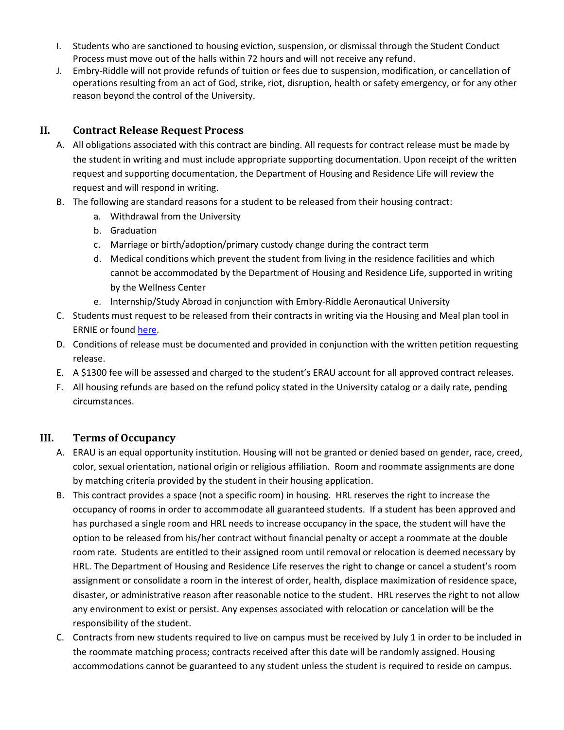I. Students who are sanctioned to housing eviction, suspension, or dismissal through the Student Conduct Process must move out of the halls within 72 hours and will not receive any refund.

J. Embry-Riddle will not provide refunds of tuition or fees due to suspension, modification, or cancellation of operations resulting from an act of God, strike, riot, disruption, health or safety emergency, or for any other reason beyond the control of the University.

## II. Contract Release Request Process

A. All obligations associated with this contract are binding. All requests for contract release must be made by the student in writing and must include appropriate supporting documentation. Upon receipt of the written request and supporting documentation, the Department of Housing and Residence Life will review the request and will respond in writing.

B. The following are standard reasons for a student to be released from their housing contract:

   a. Withdrawal from the University
   b. Graduation
   c. Marriage or birth/adoption/primary custody change during the contract term
   d. Medical conditions which prevent the student from living in the residence facilities and which cannot be accommodated by the Department of Housing and Residence Life, supported in writing by the Wellness Center
   e. Internship/Study Abroad in conjunction with Embry-Riddle Aeronautical University

C. Students must request to be released from their contracts in writing via the Housing and Meal plan tool in ERNIE or found here.

D. Conditions of release must be documented and provided in conjunction with the written petition requesting release.

E. A $1300 fee will be assessed and charged to the student's ERAU account for all approved contract releases.

F. All housing refunds are based on the refund policy stated in the University catalog or a daily rate, pending circumstances.

## III. Terms of Occupancy

A. ERAU is an equal opportunity institution. Housing will not be granted or denied based on gender, race, creed, color, sexual orientation, national origin or religious affiliation. Room and roommate assignments are done by matching criteria provided by the student in their housing application.

B. This contract provides a space (not a specific room) in housing. HRL reserves the right to increase the occupancy of rooms in order to accommodate all guaranteed students. If a student has been approved and has purchased a single room and HRL needs to increase occupancy in the space, the student will have the option to be released from his/her contract without financial penalty or accept a roommate at the double room rate. Students are entitled to their assigned room until removal or relocation is deemed necessary by HRL. The Department of Housing and Residence Life reserves the right to change or cancel a student's room assignment or consolidate a room in the interest of order, health, displace maximization of residence space, disaster, or administrative reason after reasonable notice to the student. HRL reserves the right to not allow any environment to exist or persist. Any expenses associated with relocation or cancelation will be the responsibility of the student.

C. Contracts from new students required to live on campus must be received by July 1 in order to be included in the roommate matching process; contracts received after this date will be randomly assigned. Housing accommodations cannot be guaranteed to any student unless the student is required to reside on campus.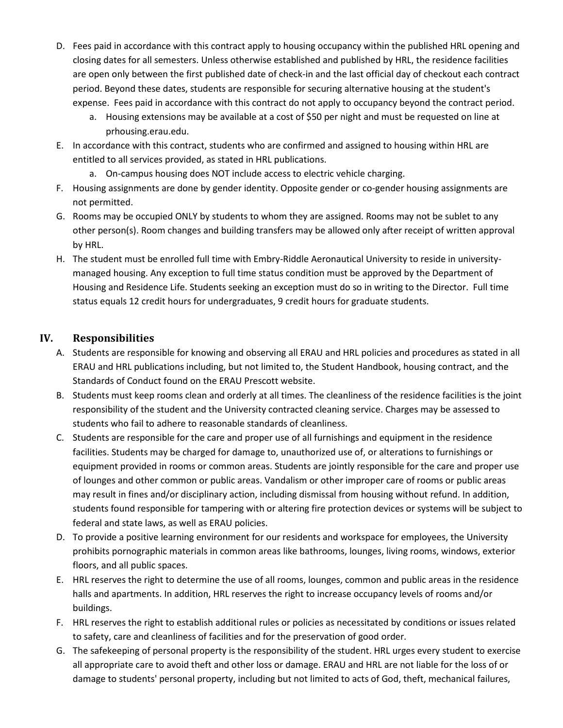D. Fees paid in accordance with this contract apply to housing occupancy within the published HRL opening and closing dates for all semesters. Unless otherwise established and published by HRL, the residence facilities are open only between the first published date of check-in and the last official day of checkout each contract period. Beyond these dates, students are responsible for securing alternative housing at the student's expense. Fees paid in accordance with this contract do not apply to occupancy beyond the contract period.
   a. Housing extensions may be available at a cost of $50 per night and must be requested on line at prhousing.erau.edu.
E. In accordance with this contract, students who are confirmed and assigned to housing within HRL are entitled to all services provided, as stated in HRL publications.
   a. On-campus housing does NOT include access to electric vehicle charging.
F. Housing assignments are done by gender identity. Opposite gender or co-gender housing assignments are not permitted.
G. Rooms may be occupied ONLY by students to whom they are assigned. Rooms may not be sublet to any other person(s). Room changes and building transfers may be allowed only after receipt of written approval by HRL.
H. The student must be enrolled full time with Embry-Riddle Aeronautical University to reside in university-managed housing. Any exception to full time status condition must be approved by the Department of Housing and Residence Life. Students seeking an exception must do so in writing to the Director. Full time status equals 12 credit hours for undergraduates, 9 credit hours for graduate students.

## IV. Responsibilities

A. Students are responsible for knowing and observing all ERAU and HRL policies and procedures as stated in all ERAU and HRL publications including, but not limited to, the Student Handbook, housing contract, and the Standards of Conduct found on the ERAU Prescott website.
B. Students must keep rooms clean and orderly at all times. The cleanliness of the residence facilities is the joint responsibility of the student and the University contracted cleaning service. Charges may be assessed to students who fail to adhere to reasonable standards of cleanliness.
C. Students are responsible for the care and proper use of all furnishings and equipment in the residence facilities. Students may be charged for damage to, unauthorized use of, or alterations to furnishings or equipment provided in rooms or common areas. Students are jointly responsible for the care and proper use of lounges and other common or public areas. Vandalism or other improper care of rooms or public areas may result in fines and/or disciplinary action, including dismissal from housing without refund. In addition, students found responsible for tampering with or altering fire protection devices or systems will be subject to federal and state laws, as well as ERAU policies.
D. To provide a positive learning environment for our residents and workspace for employees, the University prohibits pornographic materials in common areas like bathrooms, lounges, living rooms, windows, exterior floors, and all public spaces.
E. HRL reserves the right to determine the use of all rooms, lounges, common and public areas in the residence halls and apartments. In addition, HRL reserves the right to increase occupancy levels of rooms and/or buildings.
F. HRL reserves the right to establish additional rules or policies as necessitated by conditions or issues related to safety, care and cleanliness of facilities and for the preservation of good order.
G. The safekeeping of personal property is the responsibility of the student. HRL urges every student to exercise all appropriate care to avoid theft and other loss or damage. ERAU and HRL are not liable for the loss of or damage to students' personal property, including but not limited to acts of God, theft, mechanical failures,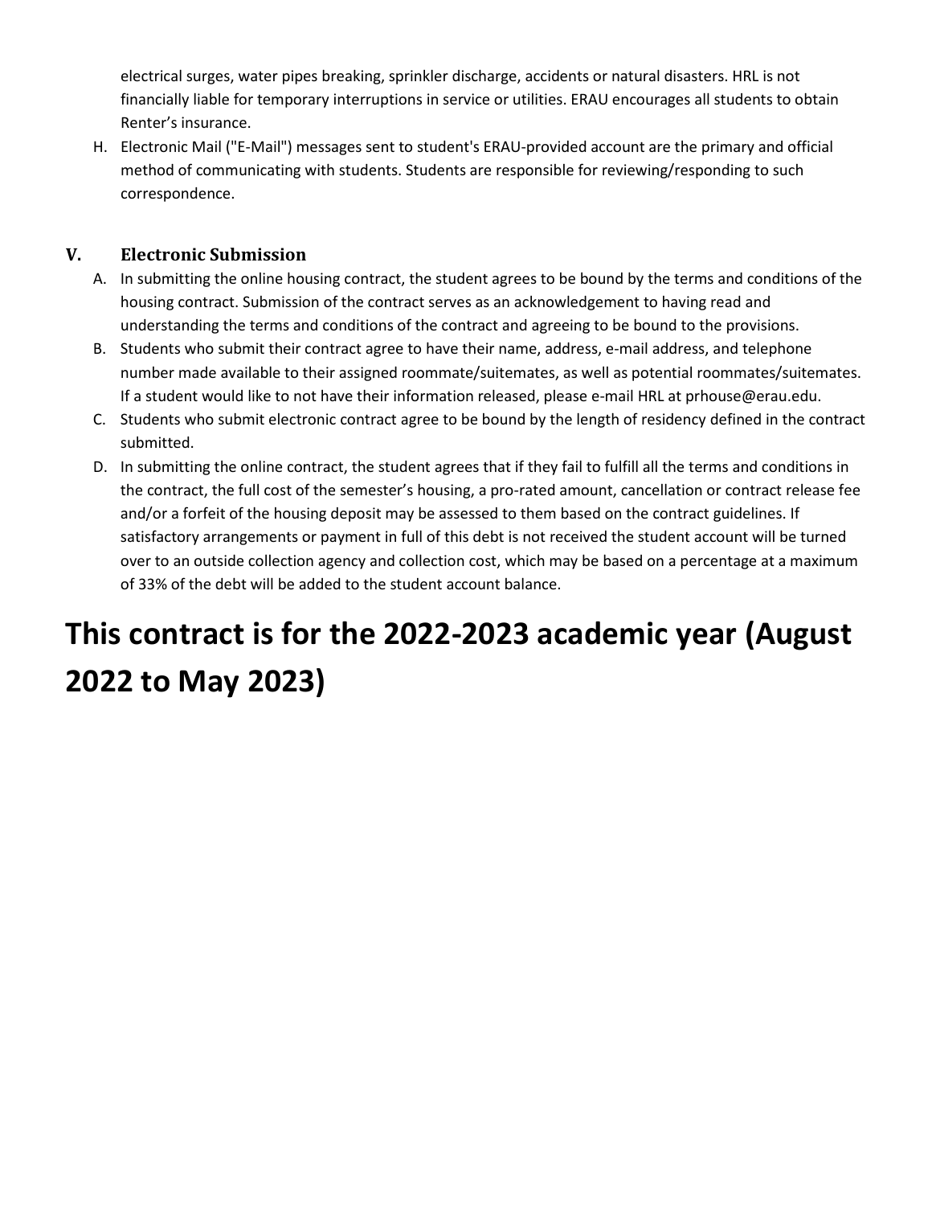electrical surges, water pipes breaking, sprinkler discharge, accidents or natural disasters. HRL is not financially liable for temporary interruptions in service or utilities. ERAU encourages all students to obtain Renter's insurance.

H. Electronic Mail ("E-Mail") messages sent to student's ERAU-provided account are the primary and official method of communicating with students. Students are responsible for reviewing/responding to such correspondence.

### V. Electronic Submission

A. In submitting the online housing contract, the student agrees to be bound by the terms and conditions of the housing contract. Submission of the contract serves as an acknowledgement to having read and understanding the terms and conditions of the contract and agreeing to be bound to the provisions.

B. Students who submit their contract agree to have their name, address, e-mail address, and telephone number made available to their assigned roommate/suitemates, as well as potential roommates/suitemates. If a student would like to not have their information released, please e-mail HRL at prhouse@erau.edu.

C. Students who submit electronic contract agree to be bound by the length of residency defined in the contract submitted.

D. In submitting the online contract, the student agrees that if they fail to fulfill all the terms and conditions in the contract, the full cost of the semester's housing, a pro-rated amount, cancellation or contract release fee and/or a forfeit of the housing deposit may be assessed to them based on the contract guidelines. If satisfactory arrangements or payment in full of this debt is not received the student account will be turned over to an outside collection agency and collection cost, which may be based on a percentage at a maximum of 33% of the debt will be added to the student account balance.

# This contract is for the 2022-2023 academic year (August 2022 to May 2023)